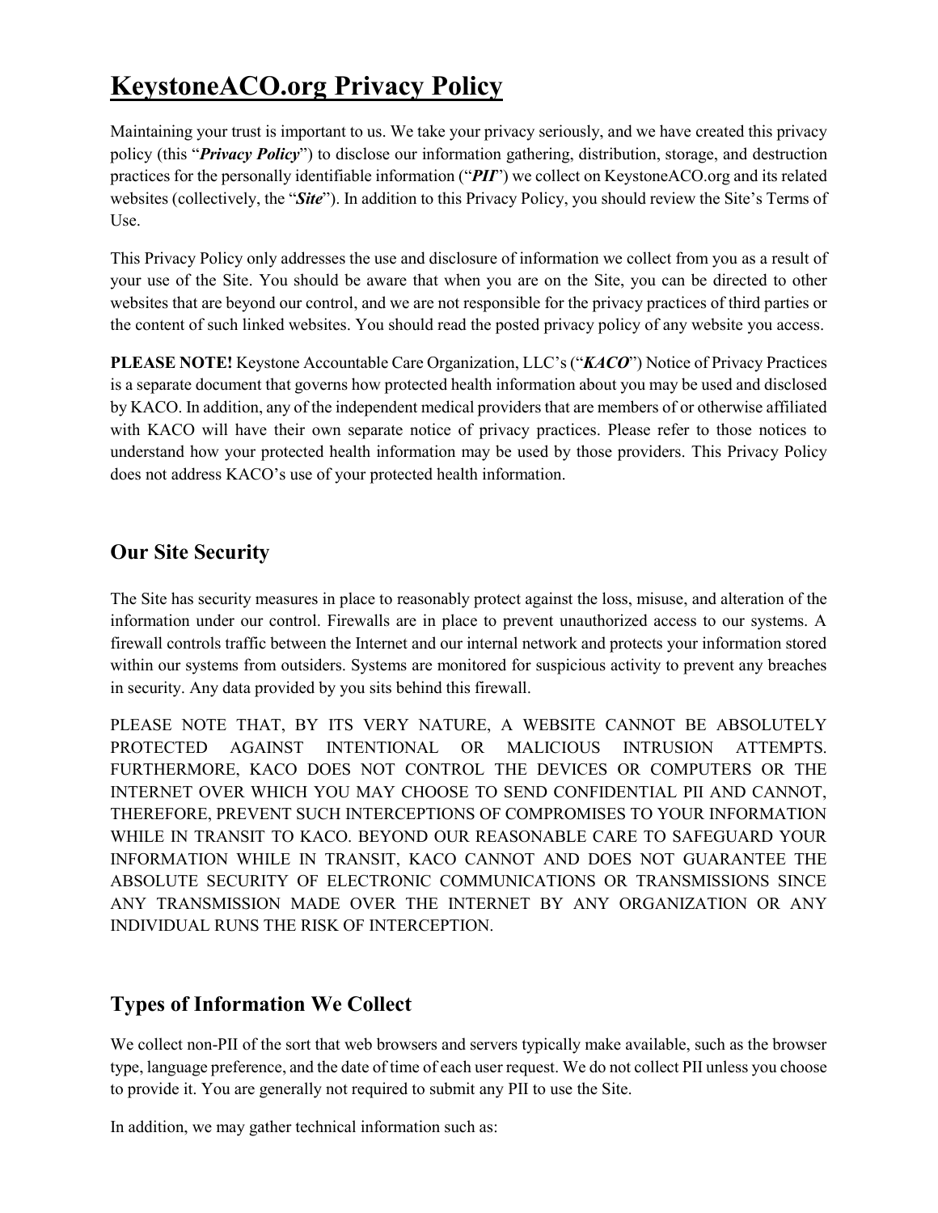# KeystoneACO.org Privacy Policy

Maintaining your trust is important to us. We take your privacy seriously, and we have created this privacy policy (this "***Privacy Policy***") to disclose our information gathering, distribution, storage, and destruction practices for the personally identifiable information ("***PII***") we collect on KeystoneACO.org and its related websites (collectively, the "***Site***"). In addition to this Privacy Policy, you should review the Site's Terms of Use.

This Privacy Policy only addresses the use and disclosure of information we collect from you as a result of your use of the Site. You should be aware that when you are on the Site, you can be directed to other websites that are beyond our control, and we are not responsible for the privacy practices of third parties or the content of such linked websites. You should read the posted privacy policy of any website you access.

**PLEASE NOTE!** Keystone Accountable Care Organization, LLC's ("***KACO***") Notice of Privacy Practices is a separate document that governs how protected health information about you may be used and disclosed by KACO. In addition, any of the independent medical providers that are members of or otherwise affiliated with KACO will have their own separate notice of privacy practices. Please refer to those notices to understand how your protected health information may be used by those providers. This Privacy Policy does not address KACO's use of your protected health information.

## Our Site Security

The Site has security measures in place to reasonably protect against the loss, misuse, and alteration of the information under our control. Firewalls are in place to prevent unauthorized access to our systems. A firewall controls traffic between the Internet and our internal network and protects your information stored within our systems from outsiders. Systems are monitored for suspicious activity to prevent any breaches in security. Any data provided by you sits behind this firewall.

PLEASE NOTE THAT, BY ITS VERY NATURE, A WEBSITE CANNOT BE ABSOLUTELY PROTECTED AGAINST INTENTIONAL OR MALICIOUS INTRUSION ATTEMPTS. FURTHERMORE, KACO DOES NOT CONTROL THE DEVICES OR COMPUTERS OR THE INTERNET OVER WHICH YOU MAY CHOOSE TO SEND CONFIDENTIAL PII AND CANNOT, THEREFORE, PREVENT SUCH INTERCEPTIONS OF COMPROMISES TO YOUR INFORMATION WHILE IN TRANSIT TO KACO. BEYOND OUR REASONABLE CARE TO SAFEGUARD YOUR INFORMATION WHILE IN TRANSIT, KACO CANNOT AND DOES NOT GUARANTEE THE ABSOLUTE SECURITY OF ELECTRONIC COMMUNICATIONS OR TRANSMISSIONS SINCE ANY TRANSMISSION MADE OVER THE INTERNET BY ANY ORGANIZATION OR ANY INDIVIDUAL RUNS THE RISK OF INTERCEPTION.

## Types of Information We Collect

We collect non-PII of the sort that web browsers and servers typically make available, such as the browser type, language preference, and the date of time of each user request. We do not collect PII unless you choose to provide it. You are generally not required to submit any PII to use the Site.

In addition, we may gather technical information such as: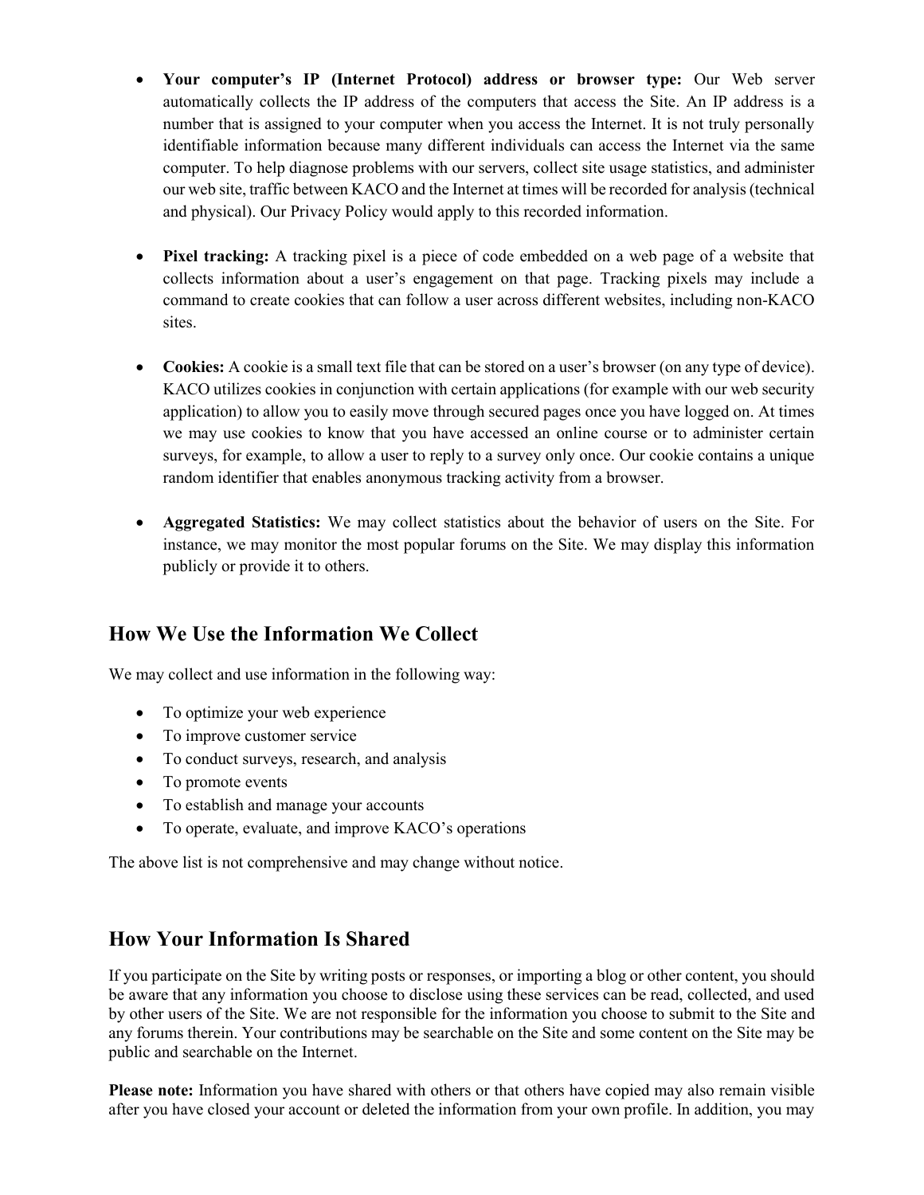- **Your computer's IP (Internet Protocol) address or browser type:** Our Web server automatically collects the IP address of the computers that access the Site. An IP address is a number that is assigned to your computer when you access the Internet. It is not truly personally identifiable information because many different individuals can access the Internet via the same computer. To help diagnose problems with our servers, collect site usage statistics, and administer our web site, traffic between KACO and the Internet at times will be recorded for analysis (technical and physical). Our Privacy Policy would apply to this recorded information.

- **Pixel tracking:** A tracking pixel is a piece of code embedded on a web page of a website that collects information about a user's engagement on that page. Tracking pixels may include a command to create cookies that can follow a user across different websites, including non-KACO sites.

- **Cookies:** A cookie is a small text file that can be stored on a user's browser (on any type of device). KACO utilizes cookies in conjunction with certain applications (for example with our web security application) to allow you to easily move through secured pages once you have logged on. At times we may use cookies to know that you have accessed an online course or to administer certain surveys, for example, to allow a user to reply to a survey only once. Our cookie contains a unique random identifier that enables anonymous tracking activity from a browser.

- **Aggregated Statistics:** We may collect statistics about the behavior of users on the Site. For instance, we may monitor the most popular forums on the Site. We may display this information publicly or provide it to others.

## How We Use the Information We Collect

We may collect and use information in the following way:

- To optimize your web experience
- To improve customer service
- To conduct surveys, research, and analysis
- To promote events
- To establish and manage your accounts
- To operate, evaluate, and improve KACO's operations

The above list is not comprehensive and may change without notice.

## How Your Information Is Shared

If you participate on the Site by writing posts or responses, or importing a blog or other content, you should be aware that any information you choose to disclose using these services can be read, collected, and used by other users of the Site. We are not responsible for the information you choose to submit to the Site and any forums therein. Your contributions may be searchable on the Site and some content on the Site may be public and searchable on the Internet.

**Please note:** Information you have shared with others or that others have copied may also remain visible after you have closed your account or deleted the information from your own profile. In addition, you may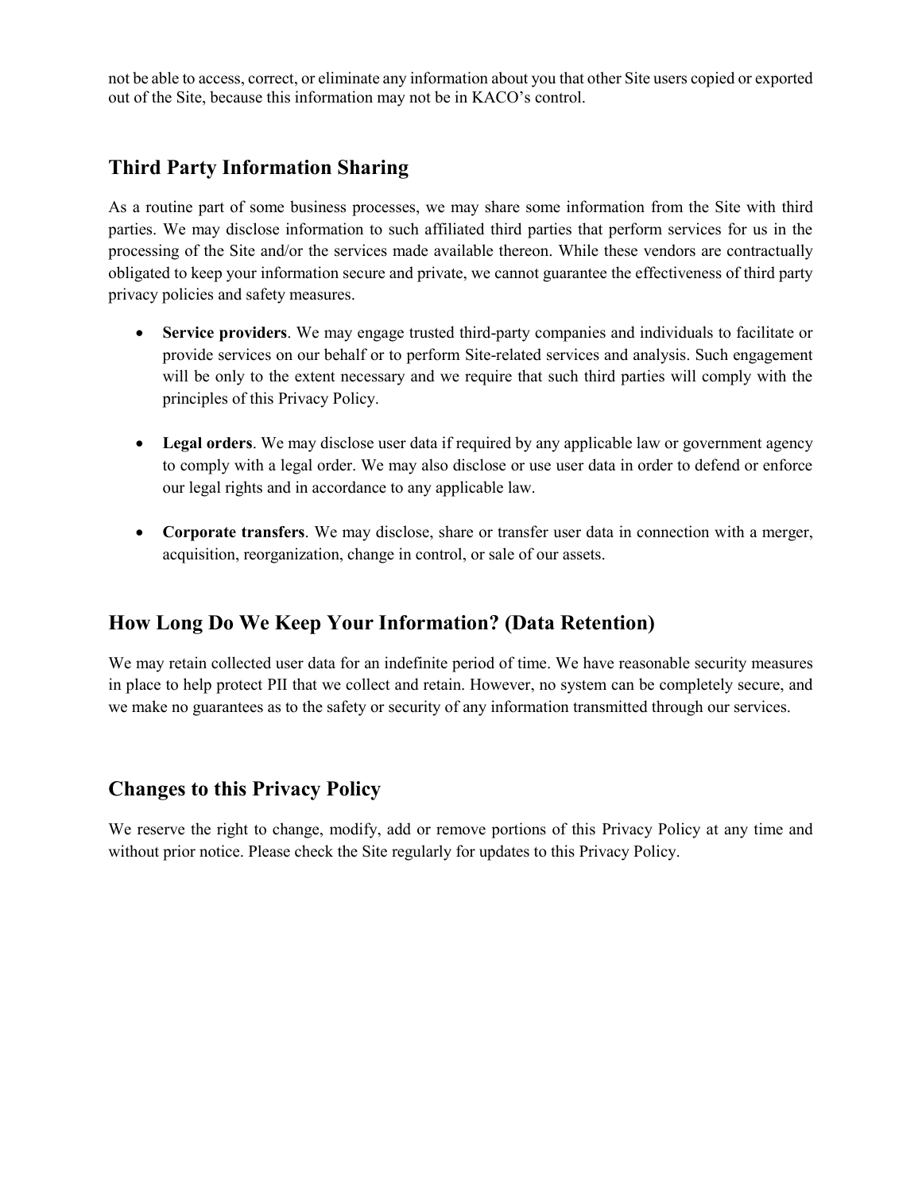not be able to access, correct, or eliminate any information about you that other Site users copied or exported out of the Site, because this information may not be in KACO's control.

## Third Party Information Sharing

As a routine part of some business processes, we may share some information from the Site with third parties. We may disclose information to such affiliated third parties that perform services for us in the processing of the Site and/or the services made available thereon. While these vendors are contractually obligated to keep your information secure and private, we cannot guarantee the effectiveness of third party privacy policies and safety measures.

- **Service providers**. We may engage trusted third-party companies and individuals to facilitate or provide services on our behalf or to perform Site-related services and analysis. Such engagement will be only to the extent necessary and we require that such third parties will comply with the principles of this Privacy Policy.

- **Legal orders**. We may disclose user data if required by any applicable law or government agency to comply with a legal order. We may also disclose or use user data in order to defend or enforce our legal rights and in accordance to any applicable law.

- **Corporate transfers**. We may disclose, share or transfer user data in connection with a merger, acquisition, reorganization, change in control, or sale of our assets.

## How Long Do We Keep Your Information? (Data Retention)

We may retain collected user data for an indefinite period of time. We have reasonable security measures in place to help protect PII that we collect and retain. However, no system can be completely secure, and we make no guarantees as to the safety or security of any information transmitted through our services.

## Changes to this Privacy Policy

We reserve the right to change, modify, add or remove portions of this Privacy Policy at any time and without prior notice. Please check the Site regularly for updates to this Privacy Policy.